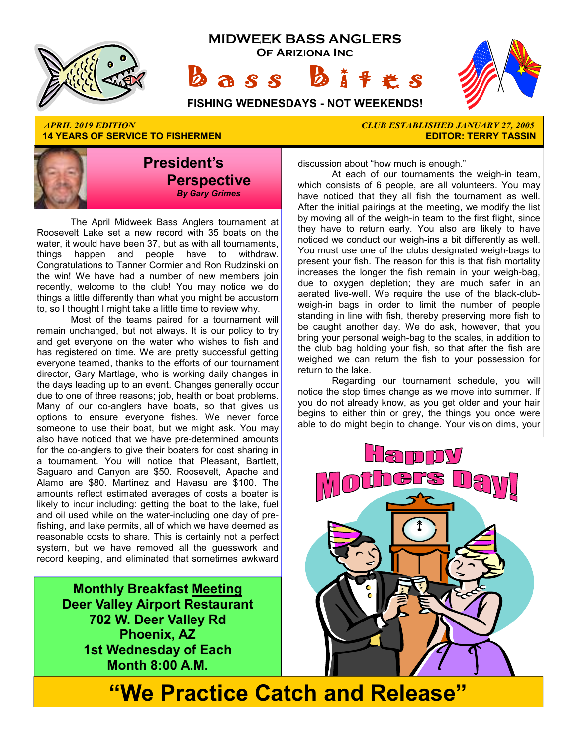# MIDWEEK BASS ANGLERS

## Of Ariziona Inc

# Bass Bites

**FISHING WEDNESDAYS - NOT WEEKENDS!**

*APRIL 2019 EDITION* — *CLUB ESTABLISHED JANUARY 27, 2005*

**14 YEARS OF SERVICE TO FISHERMEN** — **EDITOR: TERRY TASSIN**

## President's Perspective

***By Gary Grimes***

The April Midweek Bass Anglers tournament at Roosevelt Lake set a new record with 35 boats on the water, it would have been 37, but as with all tournaments, things happen and people have to withdraw. Congratulations to Tanner Cormier and Ron Rudzinski on the win! We have had a number of new members join recently, welcome to the club! You may notice we do things a little differently than what you might be accustom to, so I thought I might take a little time to review why.

Most of the teams paired for a tournament will remain unchanged, but not always. It is our policy to try and get everyone on the water who wishes to fish and has registered on time. We are pretty successful getting everyone teamed, thanks to the efforts of our tournament director, Gary Martlage, who is working daily changes in the days leading up to an event. Changes generally occur due to one of three reasons; job, health or boat problems. Many of our co-anglers have boats, so that gives us options to ensure everyone fishes. We never force someone to use their boat, but we might ask. You may also have noticed that we have pre-determined amounts for the co-anglers to give their boaters for cost sharing in a tournament. You will notice that Pleasant, Bartlett, Saguaro and Canyon are $50. Roosevelt, Apache and Alamo are $80. Martinez and Havasu are $100. The amounts reflect estimated averages of costs a boater is likely to incur including: getting the boat to the lake, fuel and oil used while on the water-including one day of pre-fishing, and lake permits, all of which we have deemed as reasonable costs to share. This is certainly not a perfect system, but we have removed all the guesswork and record keeping, and eliminated that sometimes awkward discussion about "how much is enough."

At each of our tournaments the weigh-in team, which consists of 6 people, are all volunteers. You may have noticed that they all fish the tournament as well. After the initial pairings at the meeting, we modify the list by moving all of the weigh-in team to the first flight, since they have to return early. You also are likely to have noticed we conduct our weigh-ins a bit differently as well. You must use one of the clubs designated weigh-bags to present your fish. The reason for this is that fish mortality increases the longer the fish remain in your weigh-bag, due to oxygen depletion; they are much safer in an aerated live-well. We require the use of the black-club-weigh-in bags in order to limit the number of people standing in line with fish, thereby preserving more fish to be caught another day. We do ask, however, that you bring your personal weigh-bag to the scales, in addition to the club bag holding your fish, so that after the fish are weighed we can return the fish to your possession for return to the lake.

Regarding our tournament schedule, you will notice the stop times change as we move into summer. If you do not already know, as you get older and your hair begins to either thin or grey, the things you once were able to do might begin to change. Your vision dims, your

**Monthly Breakfast Meeting**
**Deer Valley Airport Restaurant**
**702 W. Deer Valley Rd**
**Phoenix, AZ**
**1st Wednesday of Each Month 8:00 A.M.**

**Happy Mothers Day!**

# "We Practice Catch and Release"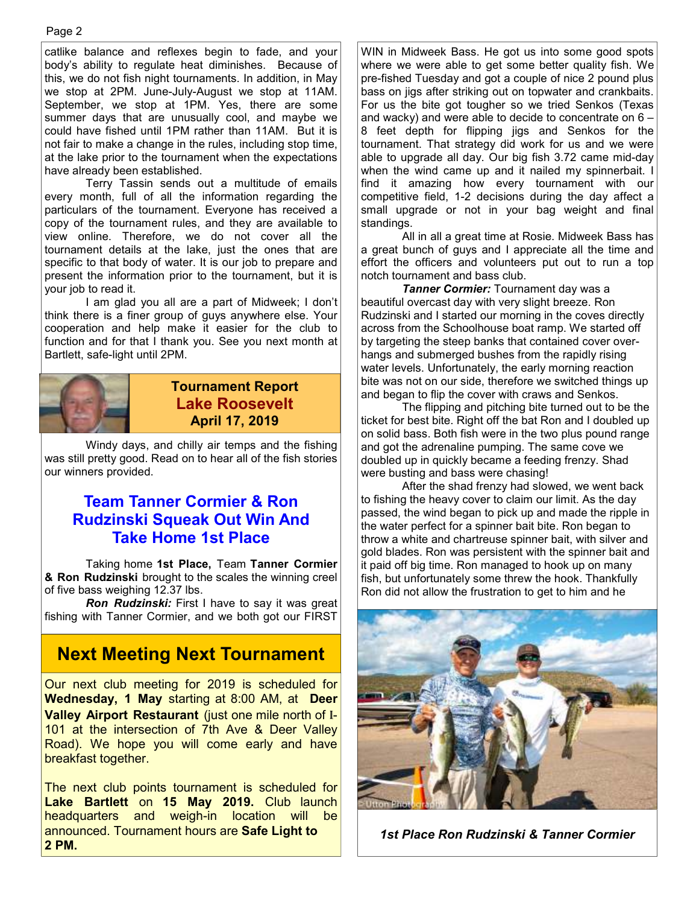catlike balance and reflexes begin to fade, and your body's ability to regulate heat diminishes. Because of this, we do not fish night tournaments. In addition, in May we stop at 2PM. June-July-August we stop at 11AM. September, we stop at 1PM. Yes, there are some summer days that are unusually cool, and maybe we could have fished until 1PM rather than 11AM. But it is not fair to make a change in the rules, including stop time, at the lake prior to the tournament when the expectations have already been established.

Terry Tassin sends out a multitude of emails every month, full of all the information regarding the particulars of the tournament. Everyone has received a copy of the tournament rules, and they are available to view online. Therefore, we do not cover all the tournament details at the lake, just the ones that are specific to that body of water. It is our job to prepare and present the information prior to the tournament, but it is your job to read it.

I am glad you all are a part of Midweek; I don't think there is a finer group of guys anywhere else. Your cooperation and help make it easier for the club to function and for that I thank you. See you next month at Bartlett, safe-light until 2PM.

## Tournament Report
## Lake Roosevelt
### April 17, 2019

Windy days, and chilly air temps and the fishing was still pretty good. Read on to hear all of the fish stories our winners provided.

## Team Tanner Cormier & Ron Rudzinski Squeak Out Win And Take Home 1st Place

Taking home **1st Place,** Team **Tanner Cormier & Ron Rudzinski** brought to the scales the winning creel of five bass weighing 12.37 lbs.

***Ron Rudzinski:*** First I have to say it was great fishing with Tanner Cormier, and we both got our FIRST WIN in Midweek Bass. He got us into some good spots where we were able to get some better quality fish. We pre-fished Tuesday and got a couple of nice 2 pound plus bass on jigs after striking out on topwater and crankbaits. For us the bite got tougher so we tried Senkos (Texas and wacky) and were able to decide to concentrate on 6 – 8 feet depth for flipping jigs and Senkos for the tournament. That strategy did work for us and we were able to upgrade all day. Our big fish 3.72 came mid-day when the wind came up and it nailed my spinnerbait. I find it amazing how every tournament with our competitive field, 1-2 decisions during the day affect a small upgrade or not in your bag weight and final standings.

All in all a great time at Rosie. Midweek Bass has a great bunch of guys and I appreciate all the time and effort the officers and volunteers put out to run a top notch tournament and bass club.

***Tanner Cormier:*** Tournament day was a beautiful overcast day with very slight breeze. Ron Rudzinski and I started our morning in the coves directly across from the Schoolhouse boat ramp. We started off by targeting the steep banks that contained cover over-hangs and submerged bushes from the rapidly rising water levels. Unfortunately, the early morning reaction bite was not on our side, therefore we switched things up and began to flip the cover with craws and Senkos.

The flipping and pitching bite turned out to be the ticket for best bite. Right off the bat Ron and I doubled up on solid bass. Both fish were in the two plus pound range and got the adrenaline pumping. The same cove we doubled up in quickly became a feeding frenzy. Shad were busting and bass were chasing!

After the shad frenzy had slowed, we went back to fishing the heavy cover to claim our limit. As the day passed, the wind began to pick up and made the ripple in the water perfect for a spinner bait bite. Ron began to throw a white and chartreuse spinner bait, with silver and gold blades. Ron was persistent with the spinner bait and it paid off big time. Ron managed to hook up on many fish, but unfortunately some threw the hook. Thankfully Ron did not allow the frustration to get to him and he

*1st Place Ron Rudzinski & Tanner Cormier*

## Next Meeting Next Tournament

Our next club meeting for 2019 is scheduled for **Wednesday, 1 May** starting at 8:00 AM, at **Deer Valley Airport Restaurant** (just one mile north of I-101 at the intersection of 7th Ave & Deer Valley Road). We hope you will come early and have breakfast together.

The next club points tournament is scheduled for **Lake Bartlett** on **15 May 2019.** Club launch headquarters and weigh-in location will be announced. Tournament hours are **Safe Light to 2 PM.**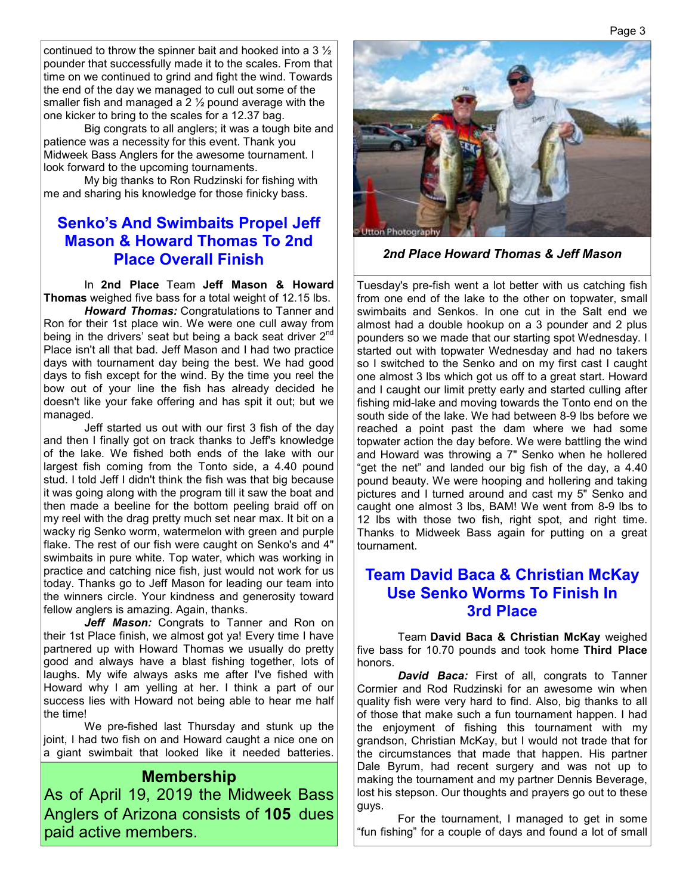continued to throw the spinner bait and hooked into a 3 ½ pounder that successfully made it to the scales. From that time on we continued to grind and fight the wind. Towards the end of the day we managed to cull out some of the smaller fish and managed a 2 ½ pound average with the one kicker to bring to the scales for a 12.37 bag.

Big congrats to all anglers; it was a tough bite and patience was a necessity for this event. Thank you Midweek Bass Anglers for the awesome tournament. I look forward to the upcoming tournaments.

My big thanks to Ron Rudzinski for fishing with me and sharing his knowledge for those finicky bass.

## Senko's And Swimbaits Propel Jeff Mason & Howard Thomas To 2nd Place Overall Finish

In **2nd Place** Team **Jeff Mason & Howard Thomas** weighed five bass for a total weight of 12.15 lbs.

***Howard Thomas:*** Congratulations to Tanner and Ron for their 1st place win. We were one cull away from being in the drivers' seat but being a back seat driver 2nd Place isn't all that bad. Jeff Mason and I had two practice days with tournament day being the best. We had good days to fish except for the wind. By the time you reel the bow out of your line the fish has already decided he doesn't like your fake offering and has spit it out; but we managed.

Jeff started us out with our first 3 fish of the day and then I finally got on track thanks to Jeff's knowledge of the lake. We fished both ends of the lake with our largest fish coming from the Tonto side, a 4.40 pound stud. I told Jeff I didn't think the fish was that big because it was going along with the program till it saw the boat and then made a beeline for the bottom peeling braid off on my reel with the drag pretty much set near max. It bit on a wacky rig Senko worm, watermelon with green and purple flake. The rest of our fish were caught on Senko's and 4" swimbaits in pure white. Top water, which was working in practice and catching nice fish, just would not work for us today. Thanks go to Jeff Mason for leading our team into the winners circle. Your kindness and generosity toward fellow anglers is amazing. Again, thanks.

***Jeff Mason:*** Congrats to Tanner and Ron on their 1st Place finish, we almost got ya! Every time I have partnered up with Howard Thomas we usually do pretty good and always have a blast fishing together, lots of laughs. My wife always asks me after I've fished with Howard why I am yelling at her. I think a part of our success lies with Howard not being able to hear me half the time!

We pre-fished last Thursday and stunk up the joint, I had two fish on and Howard caught a nice one on a giant swimbait that looked like it needed batteries.

### Membership

As of April 19, 2019 the Midweek Bass Anglers of Arizona consists of **105** dues paid active members.

*2nd Place Howard Thomas & Jeff Mason*

Tuesday's pre-fish went a lot better with us catching fish from one end of the lake to the other on topwater, small swimbaits and Senkos. In one cut in the Salt end we almost had a double hookup on a 3 pounder and 2 plus pounders so we made that our starting spot Wednesday. I started out with topwater Wednesday and had no takers so I switched to the Senko and on my first cast I caught one almost 3 lbs which got us off to a great start. Howard and I caught our limit pretty early and started culling after fishing mid-lake and moving towards the Tonto end on the south side of the lake. We had between 8-9 lbs before we reached a point past the dam where we had some topwater action the day before. We were battling the wind and Howard was throwing a 7" Senko when he hollered "get the net" and landed our big fish of the day, a 4.40 pound beauty. We were hooping and hollering and taking pictures and I turned around and cast my 5" Senko and caught one almost 3 lbs, BAM! We went from 8-9 lbs to 12 lbs with those two fish, right spot, and right time. Thanks to Midweek Bass again for putting on a great tournament.

## Team David Baca & Christian McKay Use Senko Worms To Finish In 3rd Place

Team **David Baca & Christian McKay** weighed five bass for 10.70 pounds and took home **Third Place** honors.

***David Baca:*** First of all, congrats to Tanner Cormier and Rod Rudzinski for an awesome win when quality fish were very hard to find. Also, big thanks to all of those that make such a fun tournament happen. I had the enjoyment of fishing this tournament with my grandson, Christian McKay, but I would not trade that for the circumstances that made that happen. His partner Dale Byrum, had recent surgery and was not up to making the tournament and my partner Dennis Beverage, lost his stepson. Our thoughts and prayers go out to these guys.

For the tournament, I managed to get in some "fun fishing" for a couple of days and found a lot of small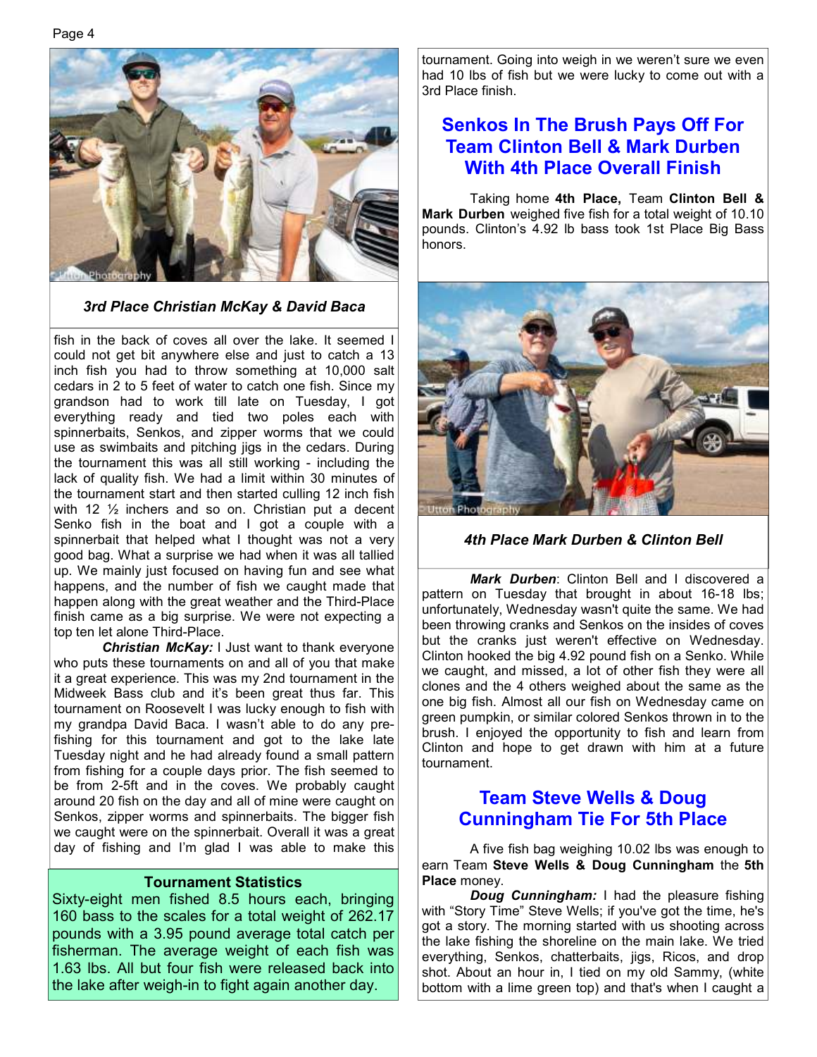*3rd Place Christian McKay & David Baca*

fish in the back of coves all over the lake. It seemed I could not get bit anywhere else and just to catch a 13 inch fish you had to throw something at 10,000 salt cedars in 2 to 5 feet of water to catch one fish. Since my grandson had to work till late on Tuesday, I got everything ready and tied two poles each with spinnerbaits, Senkos, and zipper worms that we could use as swimbaits and pitching jigs in the cedars. During the tournament this was all still working - including the lack of quality fish. We had a limit within 30 minutes of the tournament start and then started culling 12 inch fish with 12 ½ inchers and so on. Christian put a decent Senko fish in the boat and I got a couple with a spinnerbait that helped what I thought was not a very good bag. What a surprise we had when it was all tallied up. We mainly just focused on having fun and see what happens, and the number of fish we caught made that happen along with the great weather and the Third-Place finish came as a big surprise. We were not expecting a top ten let alone Third-Place.

***Christian McKay:*** I Just want to thank everyone who puts these tournaments on and all of you that make it a great experience. This was my 2nd tournament in the Midweek Bass club and it's been great thus far. This tournament on Roosevelt I was lucky enough to fish with my grandpa David Baca. I wasn't able to do any pre-fishing for this tournament and got to the lake late Tuesday night and he had already found a small pattern from fishing for a couple days prior. The fish seemed to be from 2-5ft and in the coves. We probably caught around 20 fish on the day and all of mine were caught on Senkos, zipper worms and spinnerbaits. The bigger fish we caught were on the spinnerbait. Overall it was a great day of fishing and I'm glad I was able to make this tournament. Going into weigh in we weren't sure we even had 10 lbs of fish but we were lucky to come out with a 3rd Place finish.

**Tournament Statistics**

Sixty-eight men fished 8.5 hours each, bringing 160 bass to the scales for a total weight of 262.17 pounds with a 3.95 pound average total catch per fisherman. The average weight of each fish was 1.63 lbs. All but four fish were released back into the lake after weigh-in to fight again another day.

## Senkos In The Brush Pays Off For Team Clinton Bell & Mark Durben With 4th Place Overall Finish

Taking home **4th Place,** Team **Clinton Bell & Mark Durben** weighed five fish for a total weight of 10.10 pounds. Clinton's 4.92 lb bass took 1st Place Big Bass honors.

*4th Place Mark Durben & Clinton Bell*

***Mark Durben***: Clinton Bell and I discovered a pattern on Tuesday that brought in about 16-18 lbs; unfortunately, Wednesday wasn't quite the same. We had been throwing cranks and Senkos on the insides of coves but the cranks just weren't effective on Wednesday. Clinton hooked the big 4.92 pound fish on a Senko. While we caught, and missed, a lot of other fish they were all clones and the 4 others weighed about the same as the one big fish. Almost all our fish on Wednesday came on green pumpkin, or similar colored Senkos thrown in to the brush. I enjoyed the opportunity to fish and learn from Clinton and hope to get drawn with him at a future tournament.

## Team Steve Wells & Doug Cunningham Tie For 5th Place

A five fish bag weighing 10.02 lbs was enough to earn Team **Steve Wells & Doug Cunningham** the **5th Place** money.

***Doug Cunningham:*** I had the pleasure fishing with "Story Time" Steve Wells; if you've got the time, he's got a story. The morning started with us shooting across the lake fishing the shoreline on the main lake. We tried everything, Senkos, chatterbaits, jigs, Ricos, and drop shot. About an hour in, I tied on my old Sammy, (white bottom with a lime green top) and that's when I caught a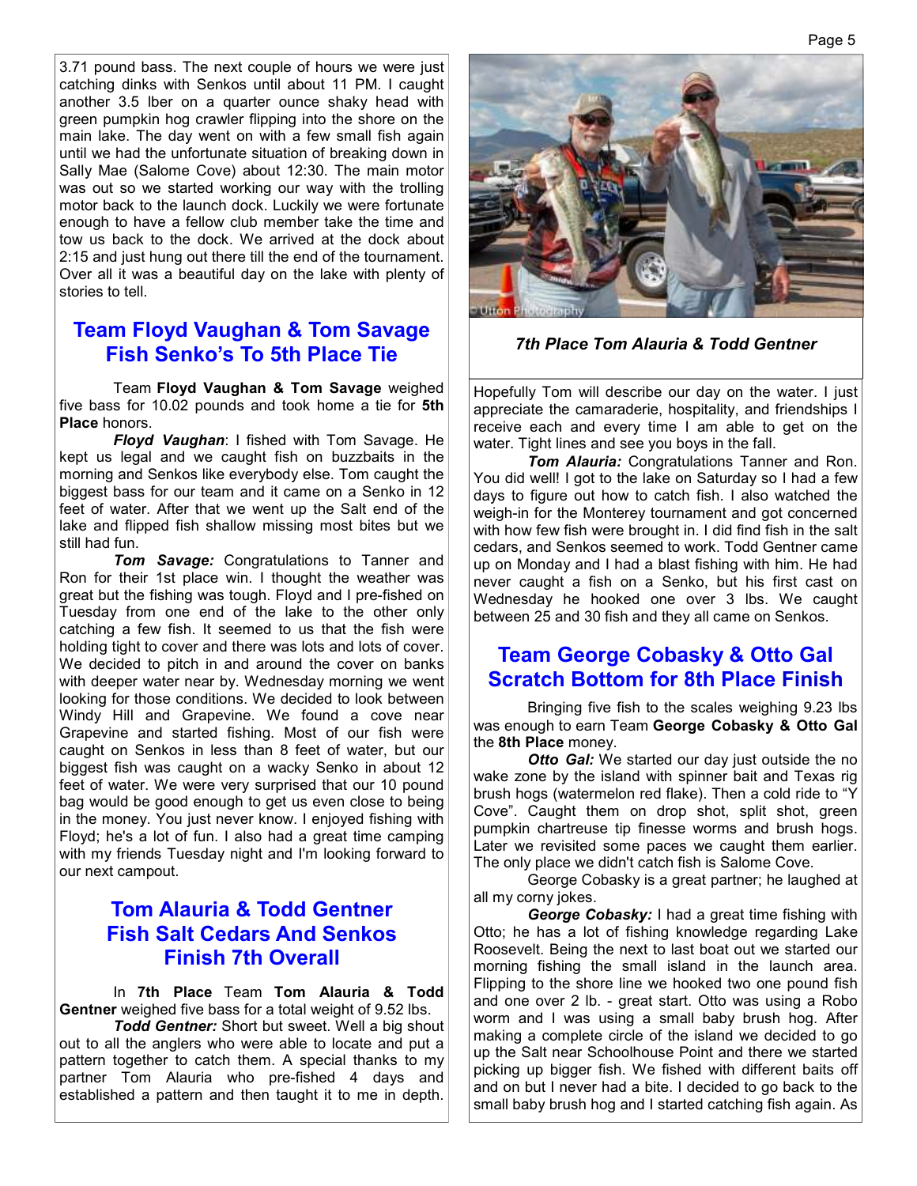3.71 pound bass. The next couple of hours we were just catching dinks with Senkos until about 11 PM. I caught another 3.5 lber on a quarter ounce shaky head with green pumpkin hog crawler flipping into the shore on the main lake. The day went on with a few small fish again until we had the unfortunate situation of breaking down in Sally Mae (Salome Cove) about 12:30. The main motor was out so we started working our way with the trolling motor back to the launch dock. Luckily we were fortunate enough to have a fellow club member take the time and tow us back to the dock. We arrived at the dock about 2:15 and just hung out there till the end of the tournament. Over all it was a beautiful day on the lake with plenty of stories to tell.

## Team Floyd Vaughan & Tom Savage Fish Senko's To 5th Place Tie

Team **Floyd Vaughan & Tom Savage** weighed five bass for 10.02 pounds and took home a tie for **5th Place** honors.

***Floyd Vaughan***: I fished with Tom Savage. He kept us legal and we caught fish on buzzbaits in the morning and Senkos like everybody else. Tom caught the biggest bass for our team and it came on a Senko in 12 feet of water. After that we went up the Salt end of the lake and flipped fish shallow missing most bites but we still had fun.

***Tom Savage:*** Congratulations to Tanner and Ron for their 1st place win. I thought the weather was great but the fishing was tough. Floyd and I pre-fished on Tuesday from one end of the lake to the other only catching a few fish. It seemed to us that the fish were holding tight to cover and there was lots and lots of cover. We decided to pitch in and around the cover on banks with deeper water near by. Wednesday morning we went looking for those conditions. We decided to look between Windy Hill and Grapevine. We found a cove near Grapevine and started fishing. Most of our fish were caught on Senkos in less than 8 feet of water, but our biggest fish was caught on a wacky Senko in about 12 feet of water. We were very surprised that our 10 pound bag would be good enough to get us even close to being in the money. You just never know. I enjoyed fishing with Floyd; he's a lot of fun. I also had a great time camping with my friends Tuesday night and I'm looking forward to our next campout.

## Tom Alauria & Todd Gentner Fish Salt Cedars And Senkos Finish 7th Overall

In **7th Place** Team **Tom Alauria & Todd Gentner** weighed five bass for a total weight of 9.52 lbs.

***Todd Gentner:*** Short but sweet. Well a big shout out to all the anglers who were able to locate and put a pattern together to catch them. A special thanks to my partner Tom Alauria who pre-fished 4 days and established a pattern and then taught it to me in depth.

*7th Place Tom Alauria & Todd Gentner*

Hopefully Tom will describe our day on the water. I just appreciate the camaraderie, hospitality, and friendships I receive each and every time I am able to get on the water. Tight lines and see you boys in the fall.

***Tom Alauria:*** Congratulations Tanner and Ron. You did well! I got to the lake on Saturday so I had a few days to figure out how to catch fish. I also watched the weigh-in for the Monterey tournament and got concerned with how few fish were brought in. I did find fish in the salt cedars, and Senkos seemed to work. Todd Gentner came up on Monday and I had a blast fishing with him. He had never caught a fish on a Senko, but his first cast on Wednesday he hooked one over 3 lbs. We caught between 25 and 30 fish and they all came on Senkos.

## Team George Cobasky & Otto Gal Scratch Bottom for 8th Place Finish

Bringing five fish to the scales weighing 9.23 lbs was enough to earn Team **George Cobasky & Otto Gal** the **8th Place** money.

***Otto Gal:*** We started our day just outside the no wake zone by the island with spinner bait and Texas rig brush hogs (watermelon red flake). Then a cold ride to "Y Cove". Caught them on drop shot, split shot, green pumpkin chartreuse tip finesse worms and brush hogs. Later we revisited some paces we caught them earlier. The only place we didn't catch fish is Salome Cove.

George Cobasky is a great partner; he laughed at all my corny jokes.

***George Cobasky:*** I had a great time fishing with Otto; he has a lot of fishing knowledge regarding Lake Roosevelt. Being the next to last boat out we started our morning fishing the small island in the launch area. Flipping to the shore line we hooked two one pound fish and one over 2 lb. - great start. Otto was using a Robo worm and I was using a small baby brush hog. After making a complete circle of the island we decided to go up the Salt near Schoolhouse Point and there we started picking up bigger fish. We fished with different baits off and on but I never had a bite. I decided to go back to the small baby brush hog and I started catching fish again. As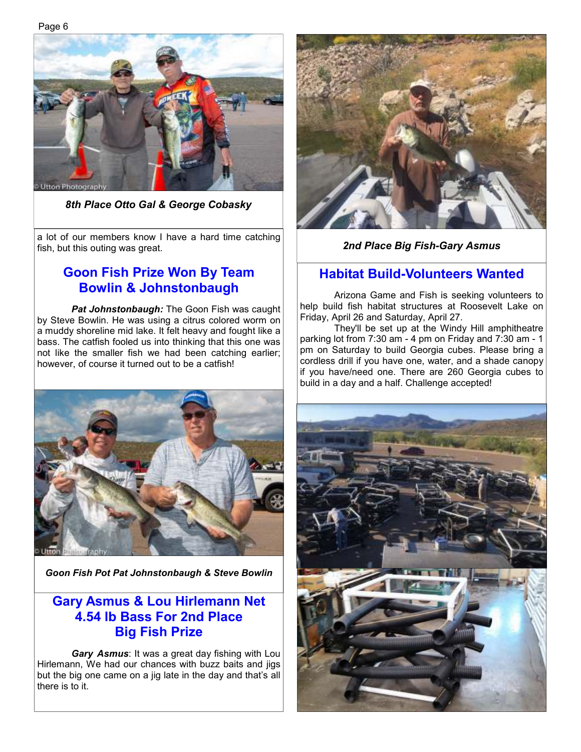*8th Place Otto Gal & George Cobasky*

a lot of our members know I have a hard time catching fish, but this outing was great.

## Goon Fish Prize Won By Team Bowlin & Johnstonbaugh

***Pat Johnstonbaugh:*** The Goon Fish was caught by Steve Bowlin. He was using a citrus colored worm on a muddy shoreline mid lake. It felt heavy and fought like a bass. The catfish fooled us into thinking that this one was not like the smaller fish we had been catching earlier; however, of course it turned out to be a catfish!

*Goon Fish Pot Pat Johnstonbaugh & Steve Bowlin*

## Gary Asmus & Lou Hirlemann Net 4.54 lb Bass For 2nd Place Big Fish Prize

***Gary Asmus***: It was a great day fishing with Lou Hirlemann, We had our chances with buzz baits and jigs but the big one came on a jig late in the day and that's all there is to it.

*2nd Place Big Fish-Gary Asmus*

## Habitat Build-Volunteers Wanted

Arizona Game and Fish is seeking volunteers to help build fish habitat structures at Roosevelt Lake on Friday, April 26 and Saturday, April 27.

They'll be set up at the Windy Hill amphitheatre parking lot from 7:30 am - 4 pm on Friday and 7:30 am - 1 pm on Saturday to build Georgia cubes. Please bring a cordless drill if you have one, water, and a shade canopy if you have/need one. There are 260 Georgia cubes to build in a day and a half. Challenge accepted!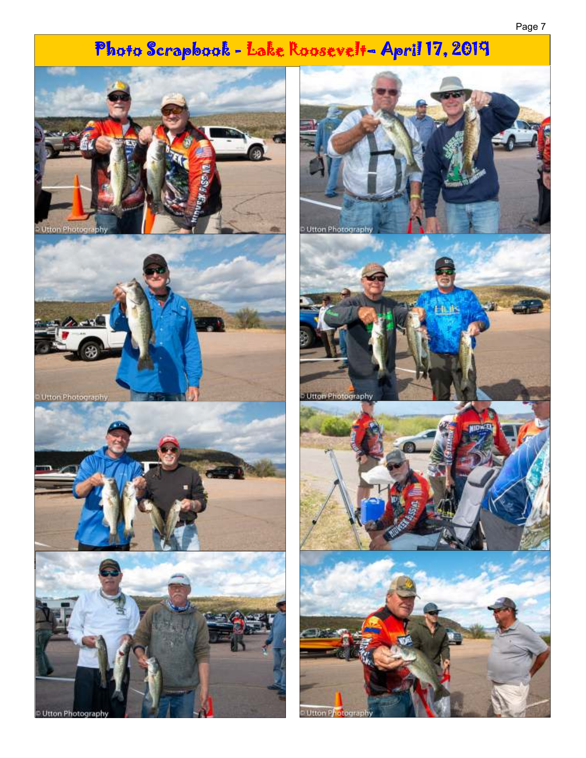# Photo Scrapbook - Lake Roosevelt– April 17, 2019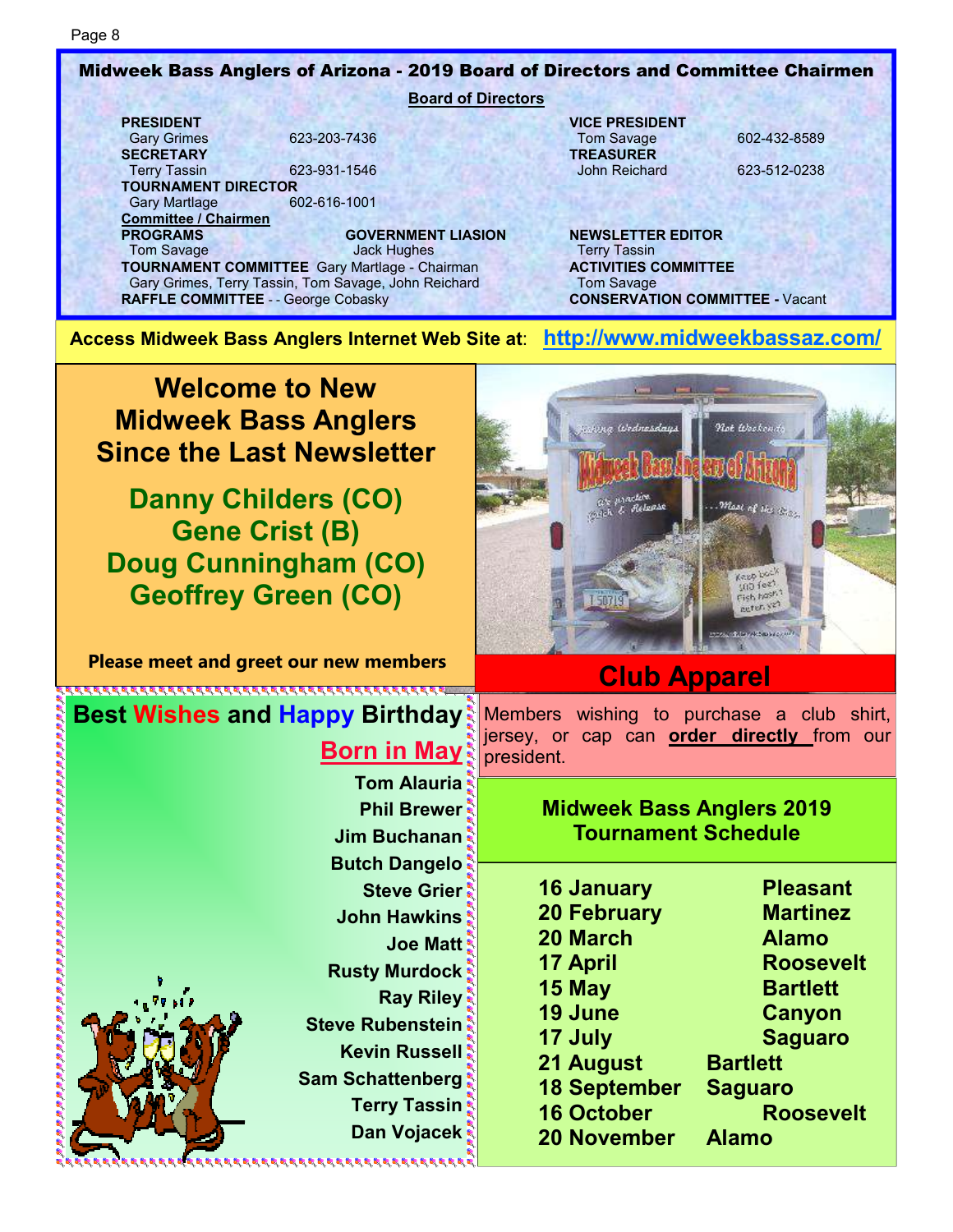## Midweek Bass Anglers of Arizona - 2019 Board of Directors and Committee Chairmen

**Board of Directors**

**PRESIDENT**
Gary Grimes 623-203-7436

**VICE PRESIDENT**
Tom Savage 602-432-8589

**SECRETARY**
Terry Tassin 623-931-1546

**TREASURER**
John Reichard 623-512-0238

**TOURNAMENT DIRECTOR**
Gary Martlage 602-616-1001

**Committee / Chairmen**

**PROGRAMS**
Tom Savage

**GOVERNMENT LIASION**
Jack Hughes

**NEWSLETTER EDITOR**
Terry Tassin

**TOURNAMENT COMMITTEE** Gary Martlage - Chairman
Gary Grimes, Terry Tassin, Tom Savage, John Reichard

**ACTIVITIES COMMITTEE**
Tom Savage

**RAFFLE COMMITTEE** - - George Cobasky

**CONSERVATION COMMITTEE** - Vacant

**Access Midweek Bass Anglers Internet Web Site at**: http://www.midweekbassaz.com/

## Welcome to New Midweek Bass Anglers Since the Last Newsletter

**Danny Childers (CO)**
**Gene Crist (B)**
**Doug Cunningham (CO)**
**Geoffrey Green (CO)**

**Please meet and greet our new members**

## Club Apparel

Members wishing to purchase a club shirt, jersey, or cap can **order directly** from our president.

## Best Wishes and Happy Birthday

### Born in May

Tom Alauria
Phil Brewer
Jim Buchanan
Butch Dangelo
Steve Grier
John Hawkins
Joe Matt
Rusty Murdock
Ray Riley
Steve Rubenstein
Kevin Russell
Sam Schattenberg
Terry Tassin
Dan Vojacek

## Midweek Bass Anglers 2019 Tournament Schedule

| | |
|---|---|
| 16 January | Pleasant |
| 20 February | Martinez |
| 20 March | Alamo |
| 17 April | Roosevelt |
| 15 May | Bartlett |
| 19 June | Canyon |
| 17 July | Saguaro |
| 21 August | Bartlett |
| 18 September | Saguaro |
| 16 October | Roosevelt |
| 20 November | Alamo |